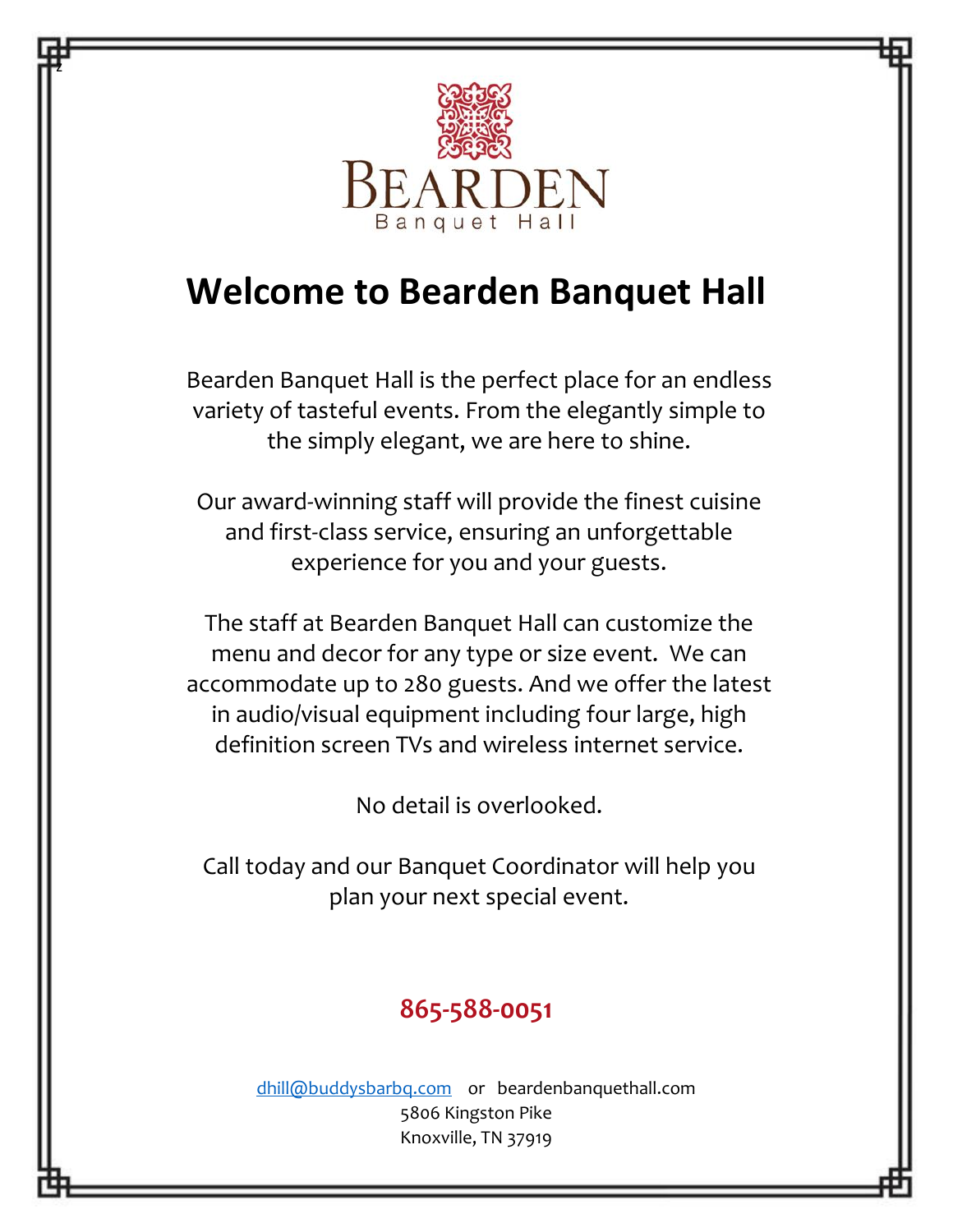BEARDEN

Banquet Hall

# Welcome to Bearden Banquet Hall

Bearden Banquet Hall is the perfect place for an endless variety of tasteful events. From the elegantly simple to the simply elegant, we are here to shine.

Our award-winning staff will provide the finest cuisine and first-class service, ensuring an unforgettable experience for you and your guests.

The staff at Bearden Banquet Hall can customize the menu and decor for any type or size event. We can accommodate up to 280 guests. And we offer the latest in audio/visual equipment including four large, high definition screen TVs and wireless internet service.

No detail is overlooked.

Call today and our Banquet Coordinator will help you plan your next special event.

**865-588-0051**

dhill@buddysbarbq.com or beardenbanquethall.com
5806 Kingston Pike
Knoxville, TN 37919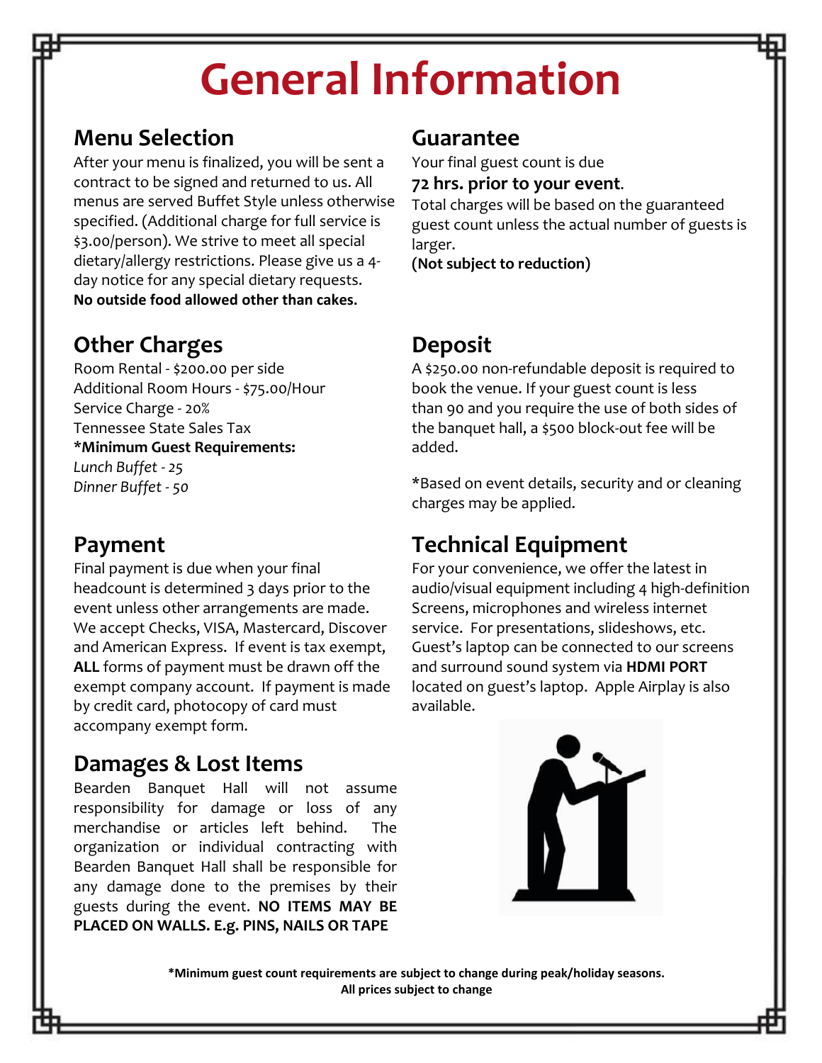# General Information

## Menu Selection

After your menu is finalized, you will be sent a contract to be signed and returned to us. All menus are served Buffet Style unless otherwise specified. (Additional charge for full service is $3.00/person). We strive to meet all special dietary/allergy restrictions. Please give us a 4-day notice for any special dietary requests.
**No outside food allowed other than cakes.**

## Other Charges

Room Rental - $200.00 per side
Additional Room Hours - $75.00/Hour
Service Charge - 20%
Tennessee State Sales Tax
***Minimum Guest Requirements:**
*Lunch Buffet - 25*
*Dinner Buffet - 50*

## Payment

Final payment is due when your final headcount is determined 3 days prior to the event unless other arrangements are made. We accept Checks, VISA, Mastercard, Discover and American Express. If event is tax exempt, **ALL** forms of payment must be drawn off the exempt company account. If payment is made by credit card, photocopy of card must accompany exempt form.

## Damages & Lost Items

Bearden Banquet Hall will not assume responsibility for damage or loss of any merchandise or articles left behind. The organization or individual contracting with Bearden Banquet Hall shall be responsible for any damage done to the premises by their guests during the event. **NO ITEMS MAY BE PLACED ON WALLS. E.g. PINS, NAILS OR TAPE**

## Guarantee

Your final guest count is due
**72 hrs. prior to your event**.
Total charges will be based on the guaranteed guest count unless the actual number of guests is larger.
**(Not subject to reduction)**

## Deposit

A $250.00 non-refundable deposit is required to book the venue. If your guest count is less than 90 and you require the use of both sides of the banquet hall, a $500 block-out fee will be added.

*Based on event details, security and or cleaning charges may be applied.

## Technical Equipment

For your convenience, we offer the latest in audio/visual equipment including 4 high-definition Screens, microphones and wireless internet service. For presentations, slideshows, etc. Guest's laptop can be connected to our screens and surround sound system via **HDMI PORT** located on guest's laptop. Apple Airplay is also available.

**\*Minimum guest count requirements are subject to change during peak/holiday seasons.**
**All prices subject to change**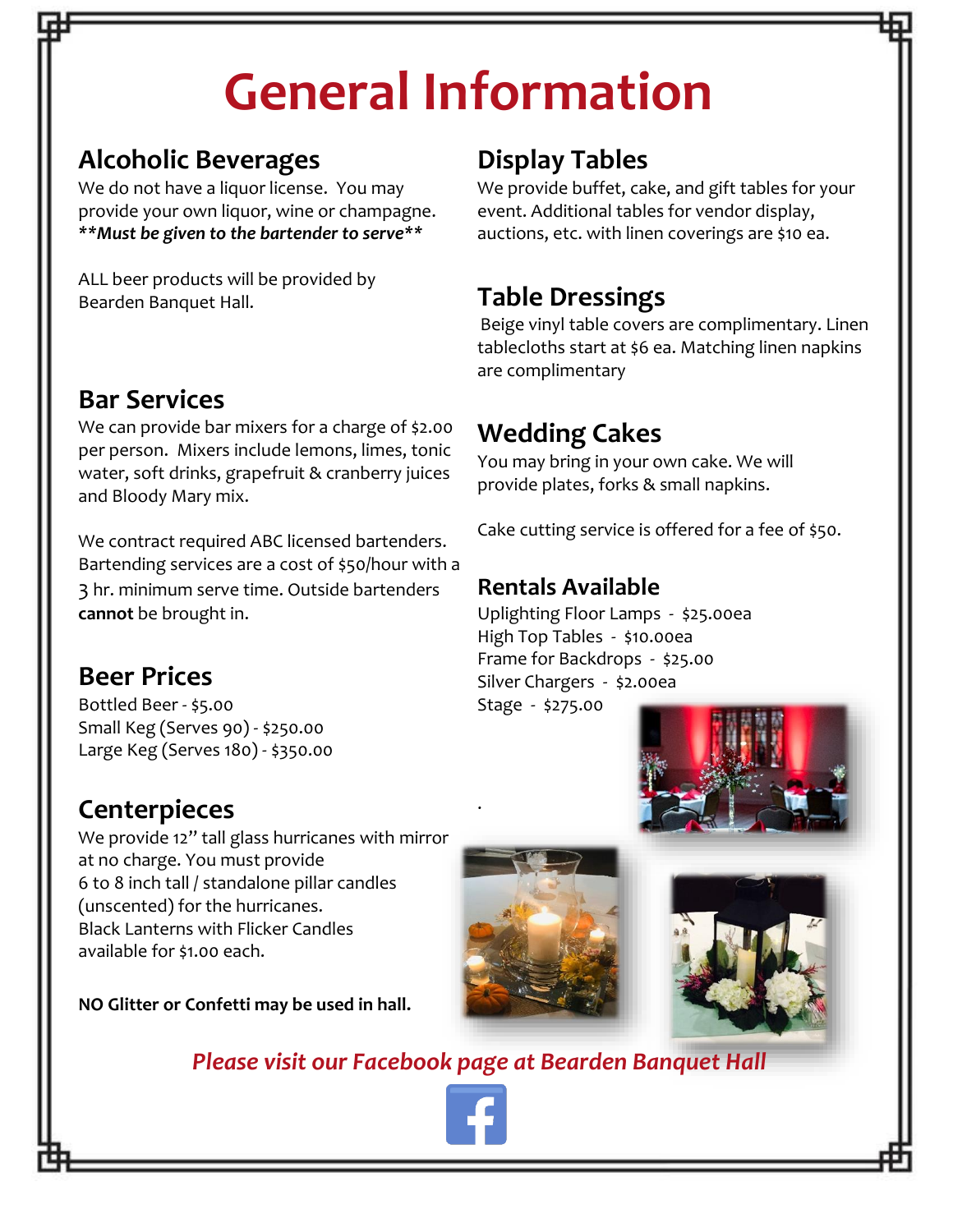# General Information

## Alcoholic Beverages

We do not have a liquor license. You may provide your own liquor, wine or champagne. ***\*\*Must be given to the bartender to serve\*\****

ALL beer products will be provided by Bearden Banquet Hall.

## Bar Services

We can provide bar mixers for a charge of $2.00 per person. Mixers include lemons, limes, tonic water, soft drinks, grapefruit & cranberry juices and Bloody Mary mix.

We contract required ABC licensed bartenders. Bartending services are a cost of $50/hour with a 3 hr. minimum serve time. Outside bartenders **cannot** be brought in.

## Beer Prices

Bottled Beer - $5.00
Small Keg (Serves 90) - $250.00
Large Keg (Serves 180) - $350.00

## Centerpieces

We provide 12" tall glass hurricanes with mirror at no charge. You must provide 6 to 8 inch tall / standalone pillar candles (unscented) for the hurricanes.
Black Lanterns with Flicker Candles available for $1.00 each.

**NO Glitter or Confetti may be used in hall.**

## Display Tables

We provide buffet, cake, and gift tables for your event. Additional tables for vendor display, auctions, etc. with linen coverings are $10 ea.

## Table Dressings

Beige vinyl table covers are complimentary. Linen tablecloths start at $6 ea. Matching linen napkins are complimentary

## Wedding Cakes

You may bring in your own cake. We will provide plates, forks & small napkins.

Cake cutting service is offered for a fee of $50.

## Rentals Available

Uplighting Floor Lamps - $25.00ea
High Top Tables - $10.00ea
Frame for Backdrops - $25.00
Silver Chargers - $2.00ea
Stage - $275.00

*Please visit our Facebook page at Bearden Banquet Hall*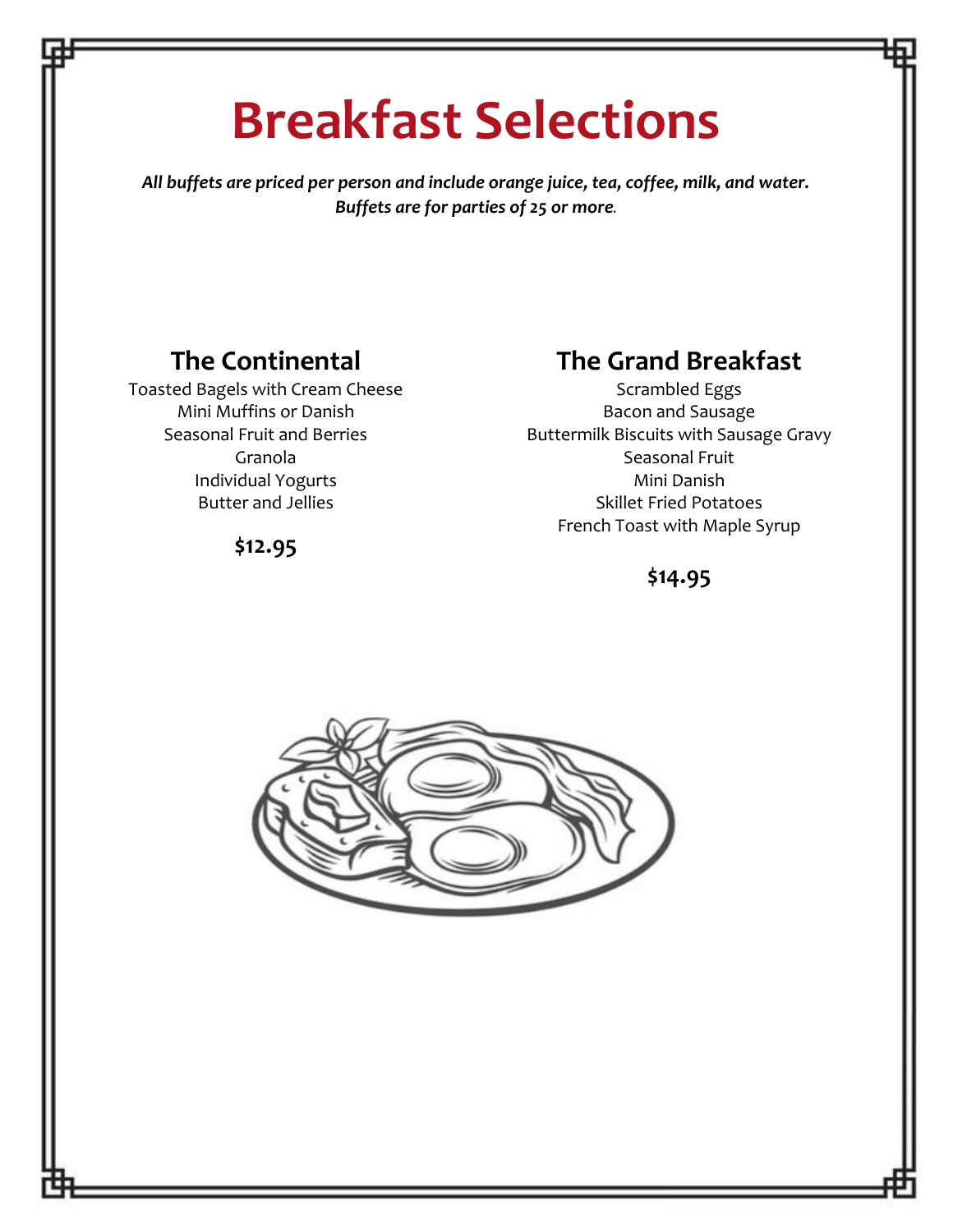# Breakfast Selections

***All buffets are priced per person and include orange juice, tea, coffee, milk, and water. Buffets are for parties of 25 or more.***

## The Continental

Toasted Bagels with Cream Cheese
Mini Muffins or Danish
Seasonal Fruit and Berries
Granola
Individual Yogurts
Butter and Jellies

**$12.95**

## The Grand Breakfast

Scrambled Eggs
Bacon and Sausage
Buttermilk Biscuits with Sausage Gravy
Seasonal Fruit
Mini Danish
Skillet Fried Potatoes
French Toast with Maple Syrup

**$14.95**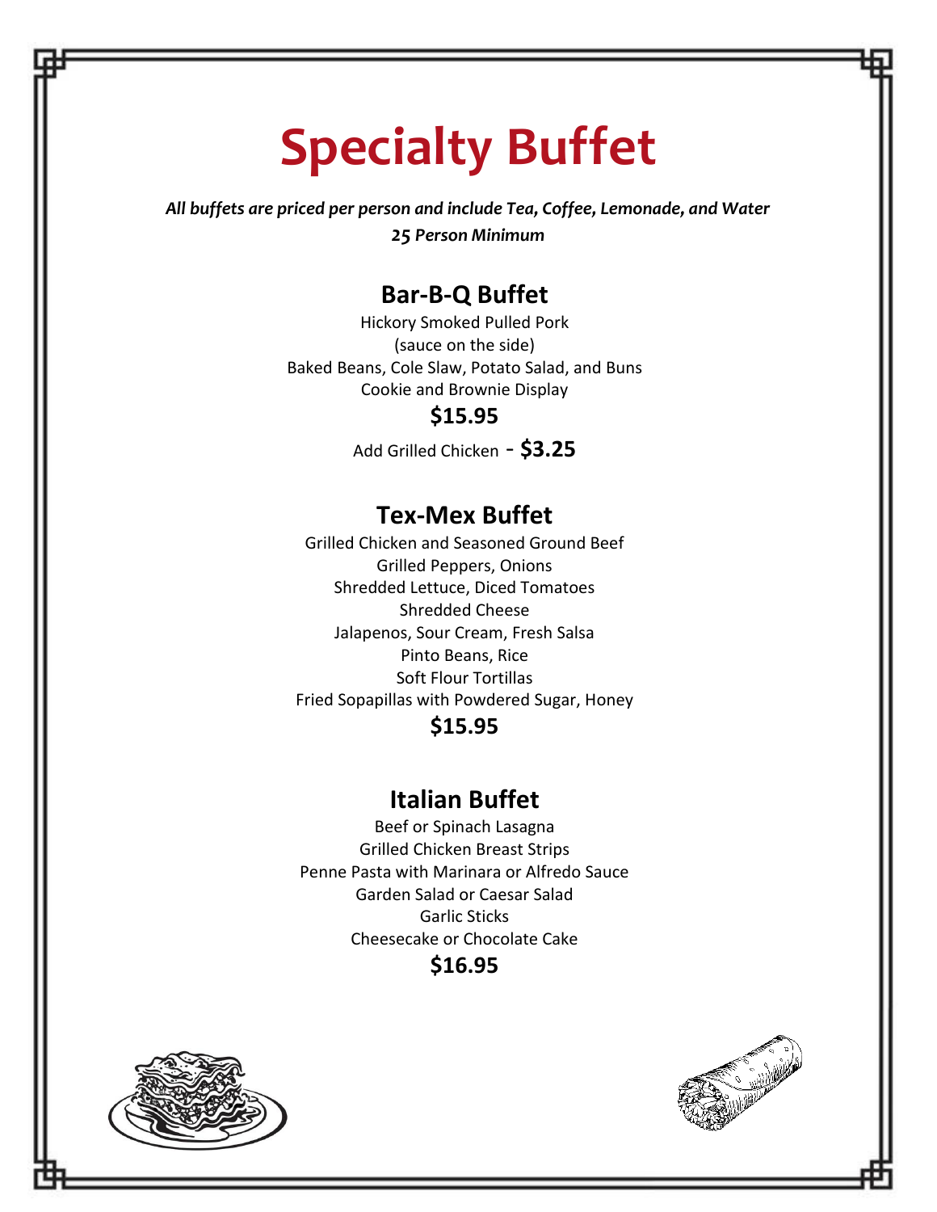# Specialty Buffet

***All buffets are priced per person and include Tea, Coffee, Lemonade, and Water***

***25 Person Minimum***

## Bar-B-Q Buffet

Hickory Smoked Pulled Pork
(sauce on the side)
Baked Beans, Cole Slaw, Potato Salad, and Buns
Cookie and Brownie Display

**$15.95**

Add Grilled Chicken - **$3.25**

## Tex-Mex Buffet

Grilled Chicken and Seasoned Ground Beef
Grilled Peppers, Onions
Shredded Lettuce, Diced Tomatoes
Shredded Cheese
Jalapenos, Sour Cream, Fresh Salsa
Pinto Beans, Rice
Soft Flour Tortillas
Fried Sopapillas with Powdered Sugar, Honey

**$15.95**

## Italian Buffet

Beef or Spinach Lasagna
Grilled Chicken Breast Strips
Penne Pasta with Marinara or Alfredo Sauce
Garden Salad or Caesar Salad
Garlic Sticks
Cheesecake or Chocolate Cake

**$16.95**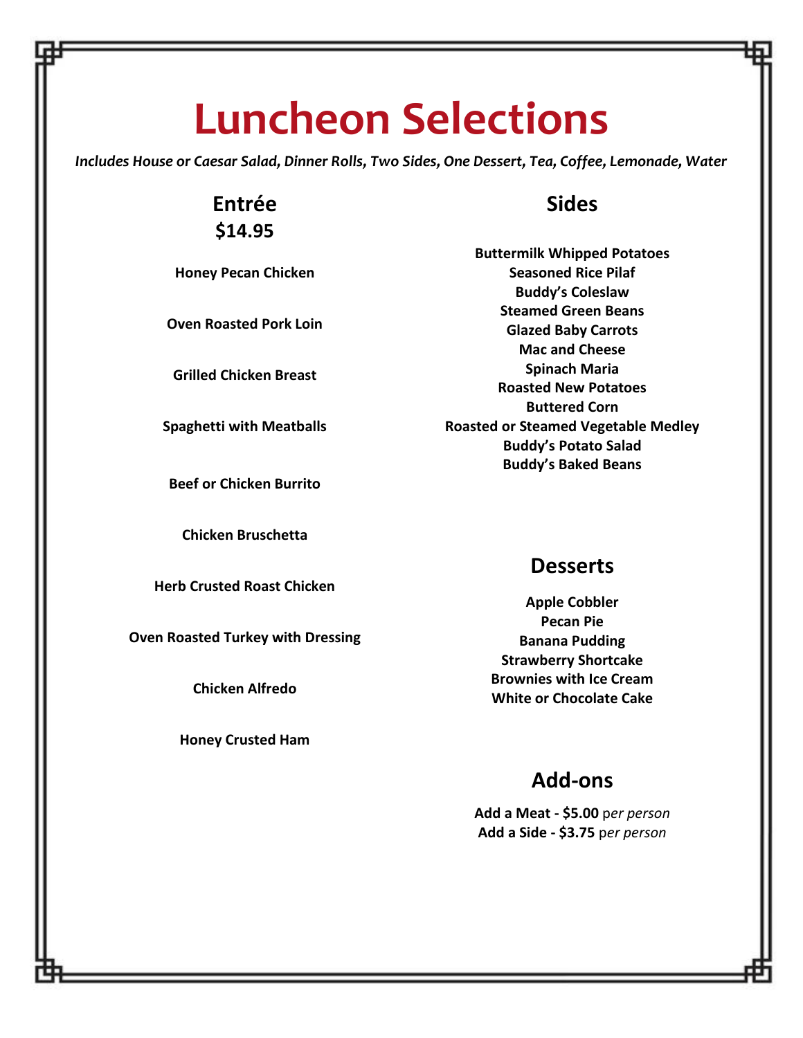# Luncheon Selections

*Includes House or Caesar Salad, Dinner Rolls, Two Sides, One Dessert, Tea, Coffee, Lemonade, Water*

## Entrée
## $14.95

**Honey Pecan Chicken**

**Oven Roasted Pork Loin**

**Grilled Chicken Breast**

**Spaghetti with Meatballs**

**Beef or Chicken Burrito**

**Chicken Bruschetta**

**Herb Crusted Roast Chicken**

**Oven Roasted Turkey with Dressing**

**Chicken Alfredo**

**Honey Crusted Ham**

## Sides

**Buttermilk Whipped Potatoes**
**Seasoned Rice Pilaf**
**Buddy's Coleslaw**
**Steamed Green Beans**
**Glazed Baby Carrots**
**Mac and Cheese**
**Spinach Maria**
**Roasted New Potatoes**
**Buttered Corn**
**Roasted or Steamed Vegetable Medley**
**Buddy's Potato Salad**
**Buddy's Baked Beans**

## Desserts

**Apple Cobbler**
**Pecan Pie**
**Banana Pudding**
**Strawberry Shortcake**
**Brownies with Ice Cream**
**White or Chocolate Cake**

## Add-ons

**Add a Meat - $5.00** p*er person*
**Add a Side - $3.75** p*er person*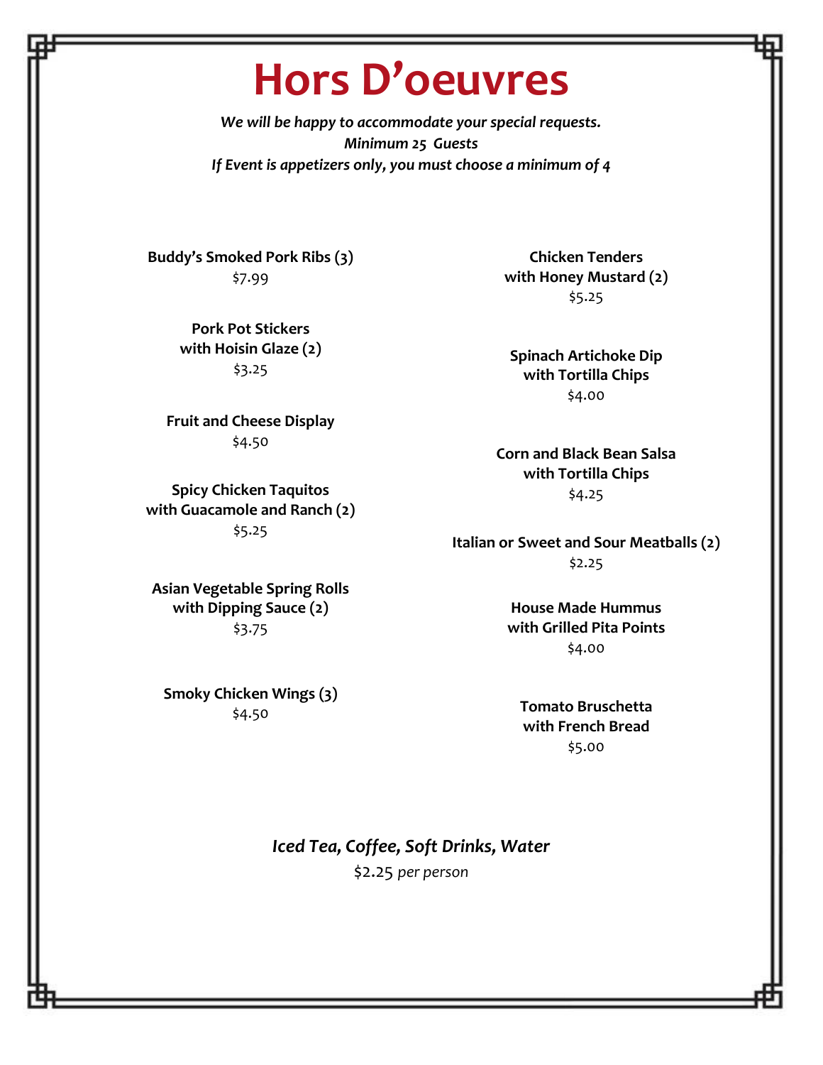# Hors D'oeuvres

***We will be happy to accommodate your special requests.***
***Minimum 25 Guests***
***If Event is appetizers only, you must choose a minimum of 4***

**Buddy's Smoked Pork Ribs (3)**
$7.99

**Pork Pot Stickers with Hoisin Glaze (2)**
$3.25

**Fruit and Cheese Display**
$4.50

**Spicy Chicken Taquitos with Guacamole and Ranch (2)**
$5.25

**Asian Vegetable Spring Rolls with Dipping Sauce (2)**
$3.75

**Smoky Chicken Wings (3)**
$4.50

**Chicken Tenders with Honey Mustard (2)**
$5.25

**Spinach Artichoke Dip with Tortilla Chips**
$4.00

**Corn and Black Bean Salsa with Tortilla Chips**
$4.25

**Italian or Sweet and Sour Meatballs (2)**
$2.25

**House Made Hummus with Grilled Pita Points**
$4.00

**Tomato Bruschetta with French Bread**
$5.00

***Iced Tea, Coffee, Soft Drinks, Water***
$2.25 *per person*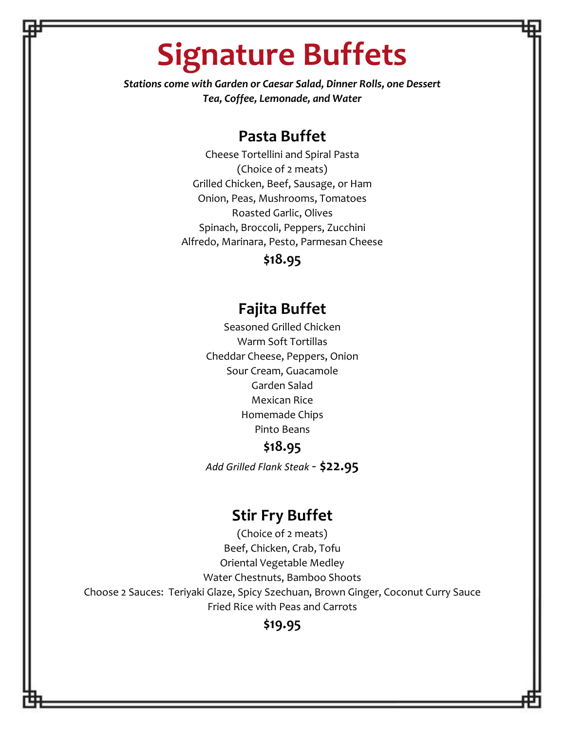# Signature Buffets

***Stations come with Garden or Caesar Salad, Dinner Rolls, one Dessert***
***Tea, Coffee, Lemonade, and Water***

## Pasta Buffet

Cheese Tortellini and Spiral Pasta
(Choice of 2 meats)
Grilled Chicken, Beef, Sausage, or Ham
Onion, Peas, Mushrooms, Tomatoes
Roasted Garlic, Olives
Spinach, Broccoli, Peppers, Zucchini
Alfredo, Marinara, Pesto, Parmesan Cheese

**$18.95**

## Fajita Buffet

Seasoned Grilled Chicken
Warm Soft Tortillas
Cheddar Cheese, Peppers, Onion
Sour Cream, Guacamole
Garden Salad
Mexican Rice
Homemade Chips
Pinto Beans

**$18.95**

*Add Grilled Flank Steak* - **$22.95**

## Stir Fry Buffet

(Choice of 2 meats)
Beef, Chicken, Crab, Tofu
Oriental Vegetable Medley
Water Chestnuts, Bamboo Shoots
Choose 2 Sauces: Teriyaki Glaze, Spicy Szechuan, Brown Ginger, Coconut Curry Sauce
Fried Rice with Peas and Carrots

**$19.95**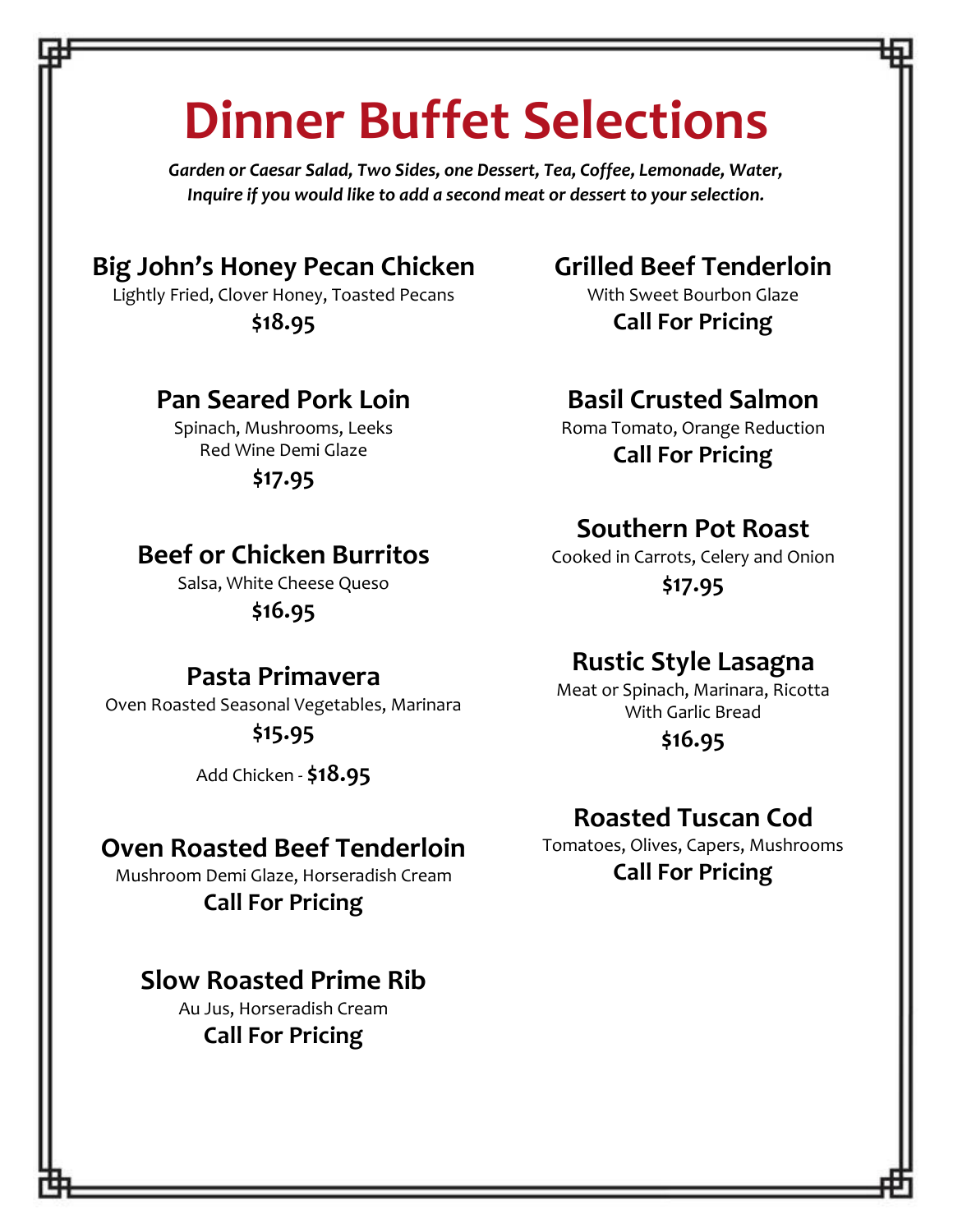# Dinner Buffet Selections

*Garden or Caesar Salad, Two Sides, one Dessert, Tea, Coffee, Lemonade, Water,*
*Inquire if you would like to add a second meat or dessert to your selection.*

### Big John's Honey Pecan Chicken

Lightly Fried, Clover Honey, Toasted Pecans

**$18.95**

### Pan Seared Pork Loin

Spinach, Mushrooms, Leeks
Red Wine Demi Glaze

**$17.95**

### Beef or Chicken Burritos

Salsa, White Cheese Queso

**$16.95**

### Pasta Primavera

Oven Roasted Seasonal Vegetables, Marinara

**$15.95**

Add Chicken - **$18.95**

### Oven Roasted Beef Tenderloin

Mushroom Demi Glaze, Horseradish Cream

**Call For Pricing**

### Slow Roasted Prime Rib

Au Jus, Horseradish Cream

**Call For Pricing**

### Grilled Beef Tenderloin

With Sweet Bourbon Glaze

**Call For Pricing**

### Basil Crusted Salmon

Roma Tomato, Orange Reduction

**Call For Pricing**

### Southern Pot Roast

Cooked in Carrots, Celery and Onion

**$17.95**

### Rustic Style Lasagna

Meat or Spinach, Marinara, Ricotta
With Garlic Bread

**$16.95**

### Roasted Tuscan Cod

Tomatoes, Olives, Capers, Mushrooms

**Call For Pricing**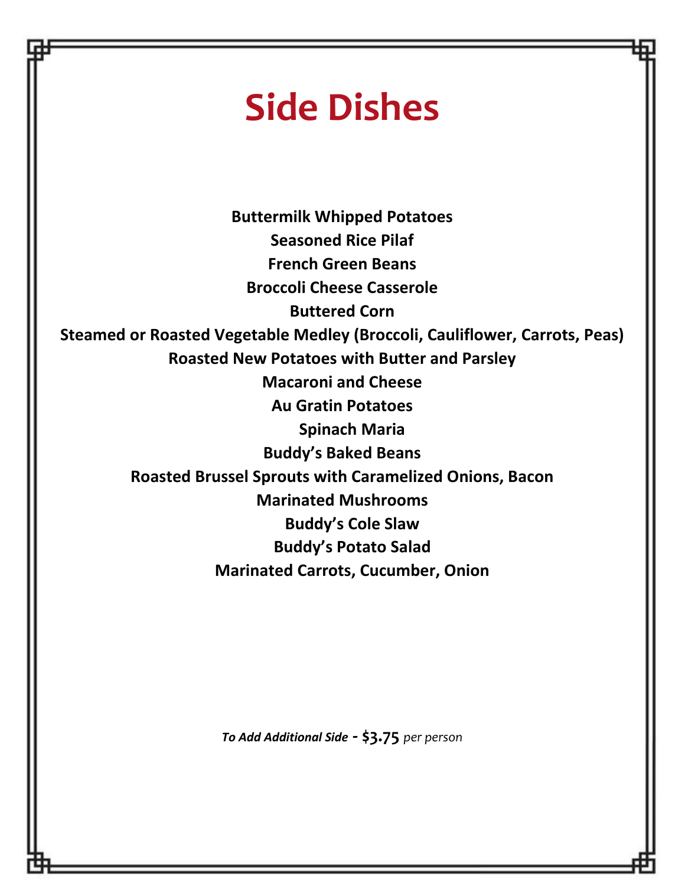# Side Dishes

**Buttermilk Whipped Potatoes**
**Seasoned Rice Pilaf**
**French Green Beans**
**Broccoli Cheese Casserole**
**Buttered Corn**
**Steamed or Roasted Vegetable Medley (Broccoli, Cauliflower, Carrots, Peas)**
**Roasted New Potatoes with Butter and Parsley**
**Macaroni and Cheese**
**Au Gratin Potatoes**
**Spinach Maria**
**Buddy's Baked Beans**
**Roasted Brussel Sprouts with Caramelized Onions, Bacon**
**Marinated Mushrooms**
**Buddy's Cole Slaw**
**Buddy's Potato Salad**
**Marinated Carrots, Cucumber, Onion**

***To Add Additional Side*** **- $3.75** *per person*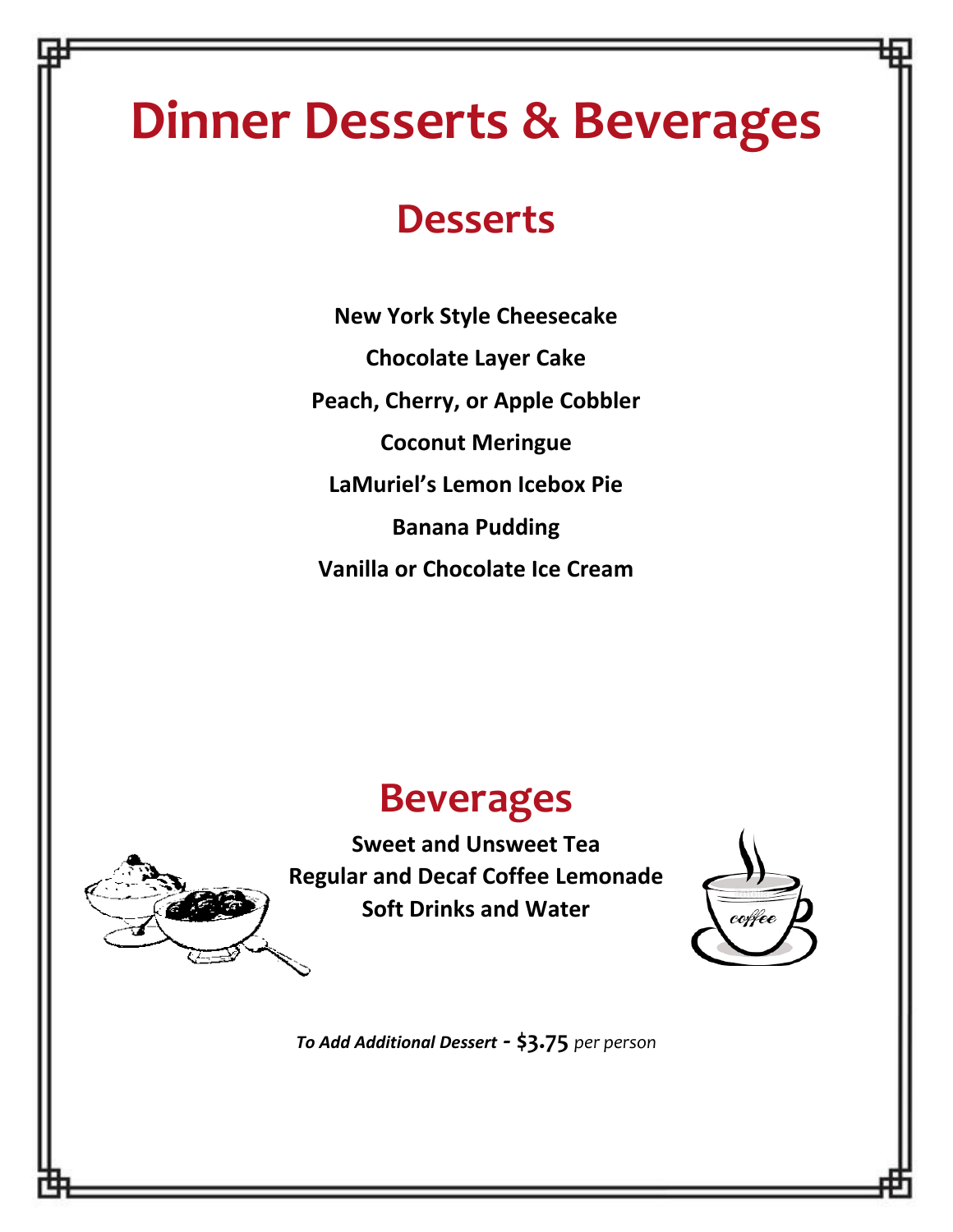# Dinner Desserts & Beverages

## Desserts

**New York Style Cheesecake**

**Chocolate Layer Cake**

**Peach, Cherry, or Apple Cobbler**

**Coconut Meringue**

**LaMuriel's Lemon Icebox Pie**

**Banana Pudding**

**Vanilla or Chocolate Ice Cream**

## Beverages

**Sweet and Unsweet Tea**
**Regular and Decaf Coffee Lemonade**
**Soft Drinks and Water**

***To Add Additional Dessert*** **- $3.75** *per person*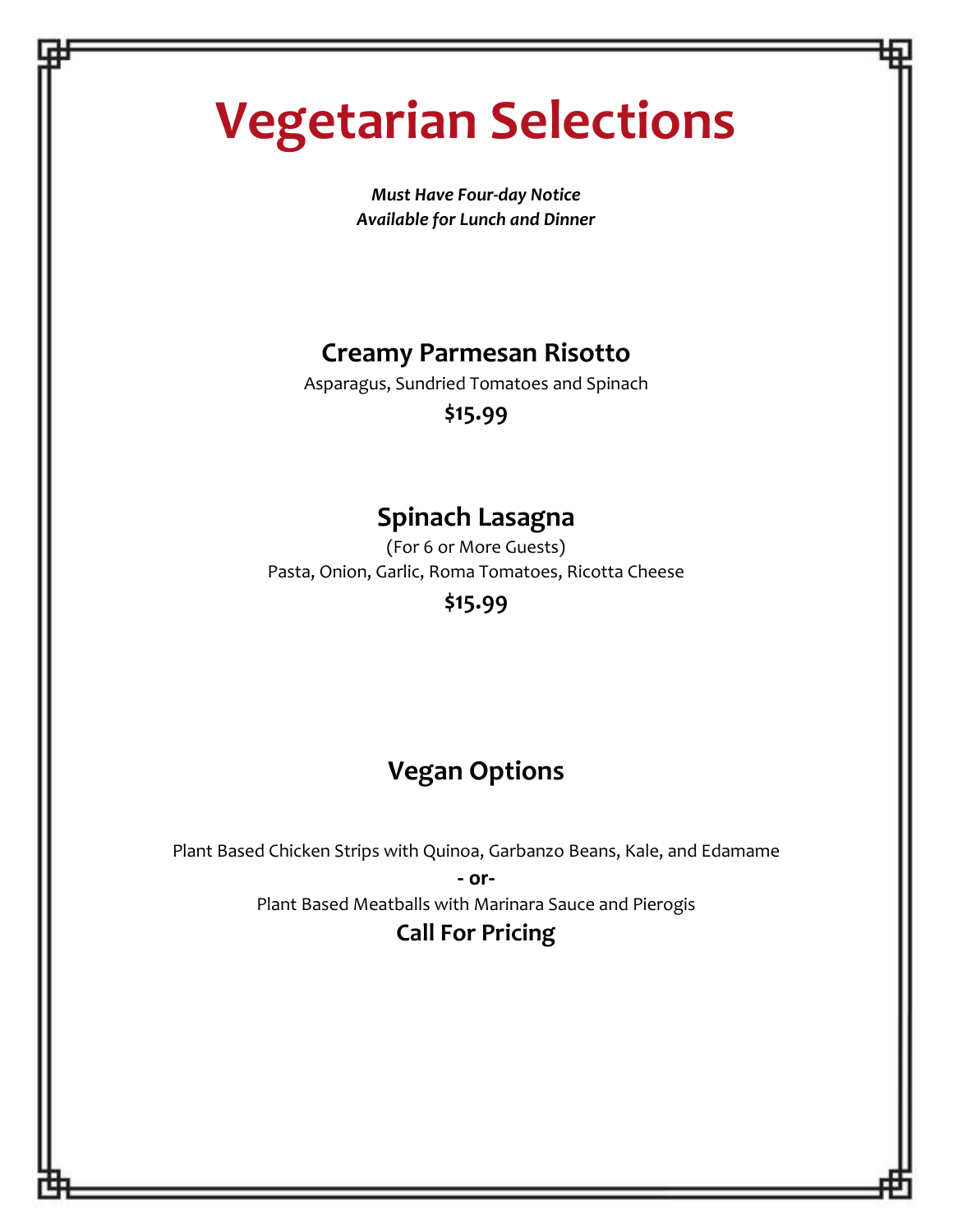# Vegetarian Selections

***Must Have Four-day Notice***
***Available for Lunch and Dinner***

## Creamy Parmesan Risotto

Asparagus, Sundried Tomatoes and Spinach

**$15.99**

## Spinach Lasagna

(For 6 or More Guests)
Pasta, Onion, Garlic, Roma Tomatoes, Ricotta Cheese

**$15.99**

## Vegan Options

Plant Based Chicken Strips with Quinoa, Garbanzo Beans, Kale, and Edamame

**- or-**

Plant Based Meatballs with Marinara Sauce and Pierogis

**Call For Pricing**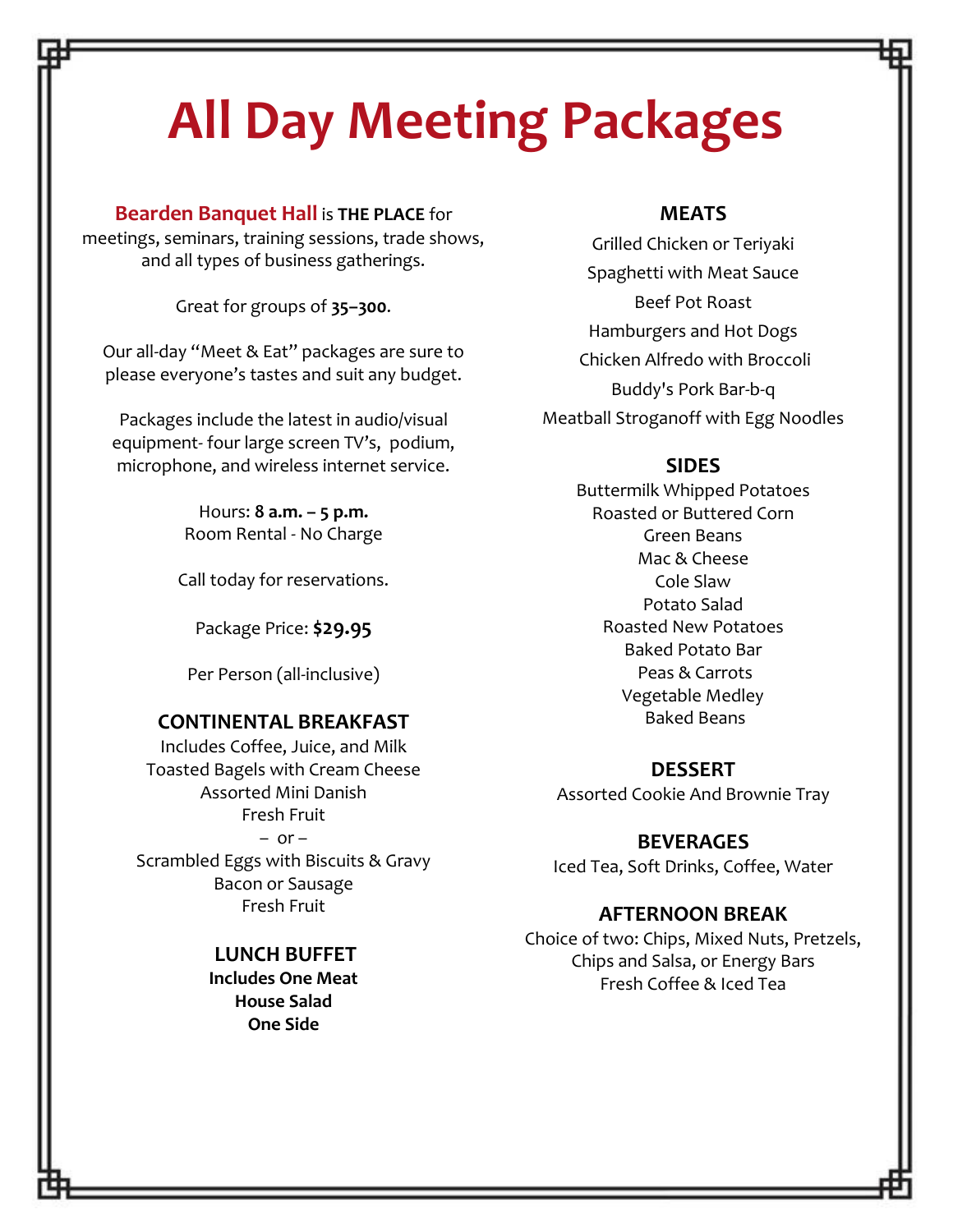# All Day Meeting Packages

**Bearden Banquet Hall** is **THE PLACE** for meetings, seminars, training sessions, trade shows, and all types of business gatherings.

Great for groups of **35–300**.

Our all-day "Meet & Eat" packages are sure to please everyone's tastes and suit any budget.

Packages include the latest in audio/visual equipment- four large screen TV's, podium, microphone, and wireless internet service.

Hours: **8 a.m. – 5 p.m.**
Room Rental - No Charge

Call today for reservations.

Package Price: **$29.95**

Per Person (all-inclusive)

### CONTINENTAL BREAKFAST

Includes Coffee, Juice, and Milk
Toasted Bagels with Cream Cheese
Assorted Mini Danish
Fresh Fruit
– or –
Scrambled Eggs with Biscuits & Gravy
Bacon or Sausage
Fresh Fruit

### LUNCH BUFFET

**Includes One Meat**
**House Salad**
**One Side**

### MEATS

Grilled Chicken or Teriyaki
Spaghetti with Meat Sauce
Beef Pot Roast
Hamburgers and Hot Dogs
Chicken Alfredo with Broccoli
Buddy's Pork Bar-b-q
Meatball Stroganoff with Egg Noodles

### SIDES

Buttermilk Whipped Potatoes
Roasted or Buttered Corn
Green Beans
Mac & Cheese
Cole Slaw
Potato Salad
Roasted New Potatoes
Baked Potato Bar
Peas & Carrots
Vegetable Medley
Baked Beans

### DESSERT

Assorted Cookie And Brownie Tray

### BEVERAGES

Iced Tea, Soft Drinks, Coffee, Water

### AFTERNOON BREAK

Choice of two: Chips, Mixed Nuts, Pretzels, Chips and Salsa, or Energy Bars
Fresh Coffee & Iced Tea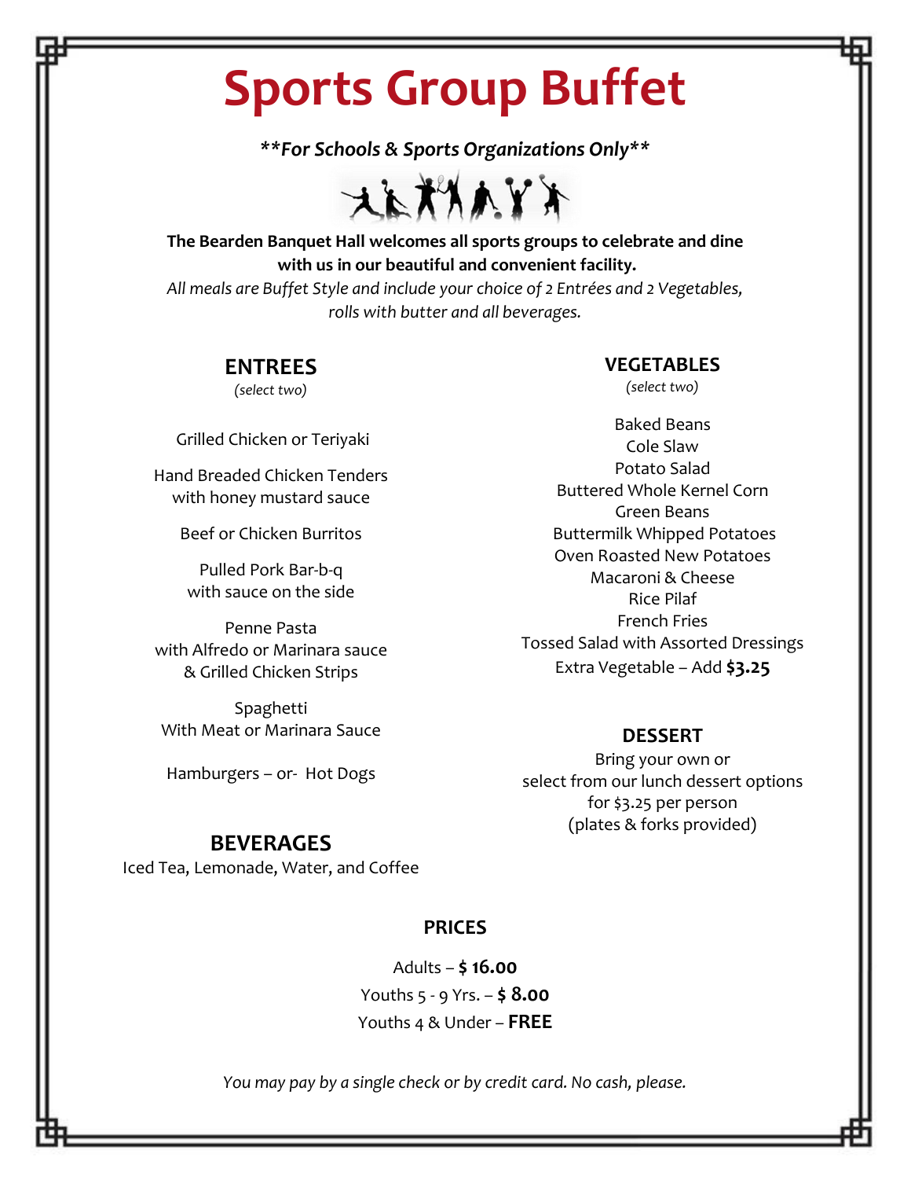# Sports Group Buffet

***For Schools & Sports Organizations Only***

**The Bearden Banquet Hall welcomes all sports groups to celebrate and dine with us in our beautiful and convenient facility.**

*All meals are Buffet Style and include your choice of 2 Entrées and 2 Vegetables, rolls with butter and all beverages.*

## ENTREES

*(select two)*

Grilled Chicken or Teriyaki

Hand Breaded Chicken Tenders with honey mustard sauce

Beef or Chicken Burritos

Pulled Pork Bar-b-q with sauce on the side

Penne Pasta with Alfredo or Marinara sauce & Grilled Chicken Strips

Spaghetti With Meat or Marinara Sauce

Hamburgers – or- Hot Dogs

## BEVERAGES

Iced Tea, Lemonade, Water, and Coffee

## VEGETABLES

*(select two)*

Baked Beans
Cole Slaw
Potato Salad
Buttered Whole Kernel Corn
Green Beans
Buttermilk Whipped Potatoes
Oven Roasted New Potatoes
Macaroni & Cheese
Rice Pilaf
French Fries
Tossed Salad with Assorted Dressings
Extra Vegetable – Add **$3.25**

## DESSERT

Bring your own or select from our lunch dessert options for $3.25 per person (plates & forks provided)

## PRICES

Adults – **$ 16.00**
Youths 5 - 9 Yrs. – **$ 8.00**
Youths 4 & Under – **FREE**

*You may pay by a single check or by credit card. No cash, please.*